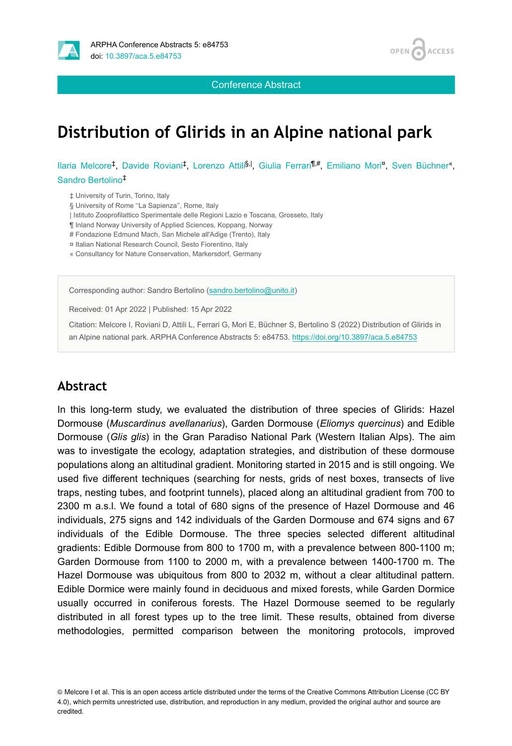Conference Abstract

# Distribution of Glirids in an Alpine national park

Ilaria Melcore[‡], Davide Roviani[‡], Lorenzo Attili[§,|], Giulia Ferrari[¶,#], Emiliano Mori[¤], Sven Büchner[«], Sandro Bertolino[‡]

‡ University of Turin, Torino, Italy
§ University of Rome ''La Sapienza'', Rome, Italy
| Istituto Zooprofilattico Sperimentale delle Regioni Lazio e Toscana, Grosseto, Italy
¶ Inland Norway University of Applied Sciences, Koppang, Norway
# Fondazione Edmund Mach, San Michele all'Adige (Trento), Italy
¤ Italian National Research Council, Sesto Fiorentino, Italy
« Consultancy for Nature Conservation, Markersdorf, Germany

Corresponding author: Sandro Bertolino (sandro.bertolino@unito.it)

Received: 01 Apr 2022 | Published: 15 Apr 2022

Citation: Melcore I, Roviani D, Attili L, Ferrari G, Mori E, Büchner S, Bertolino S (2022) Distribution of Glirids in an Alpine national park. ARPHA Conference Abstracts 5: e84753. https://doi.org/10.3897/aca.5.e84753

## Abstract

In this long-term study, we evaluated the distribution of three species of Glirids: Hazel Dormouse (*Muscardinus avellanarius*), Garden Dormouse (*Eliomys quercinus*) and Edible Dormouse (*Glis glis*) in the Gran Paradiso National Park (Western Italian Alps). The aim was to investigate the ecology, adaptation strategies, and distribution of these dormouse populations along an altitudinal gradient. Monitoring started in 2015 and is still ongoing. We used five different techniques (searching for nests, grids of nest boxes, transects of live traps, nesting tubes, and footprint tunnels), placed along an altitudinal gradient from 700 to 2300 m a.s.l. We found a total of 680 signs of the presence of Hazel Dormouse and 46 individuals, 275 signs and 142 individuals of the Garden Dormouse and 674 signs and 67 individuals of the Edible Dormouse. The three species selected different altitudinal gradients: Edible Dormouse from 800 to 1700 m, with a prevalence between 800-1100 m; Garden Dormouse from 1100 to 2000 m, with a prevalence between 1400-1700 m. The Hazel Dormouse was ubiquitous from 800 to 2032 m, without a clear altitudinal pattern. Edible Dormice were mainly found in deciduous and mixed forests, while Garden Dormice usually occurred in coniferous forests. The Hazel Dormouse seemed to be regularly distributed in all forest types up to the tree limit. These results, obtained from diverse methodologies, permitted comparison between the monitoring protocols, improved

© Melcore I et al. This is an open access article distributed under the terms of the Creative Commons Attribution License (CC BY 4.0), which permits unrestricted use, distribution, and reproduction in any medium, provided the original author and source are credited.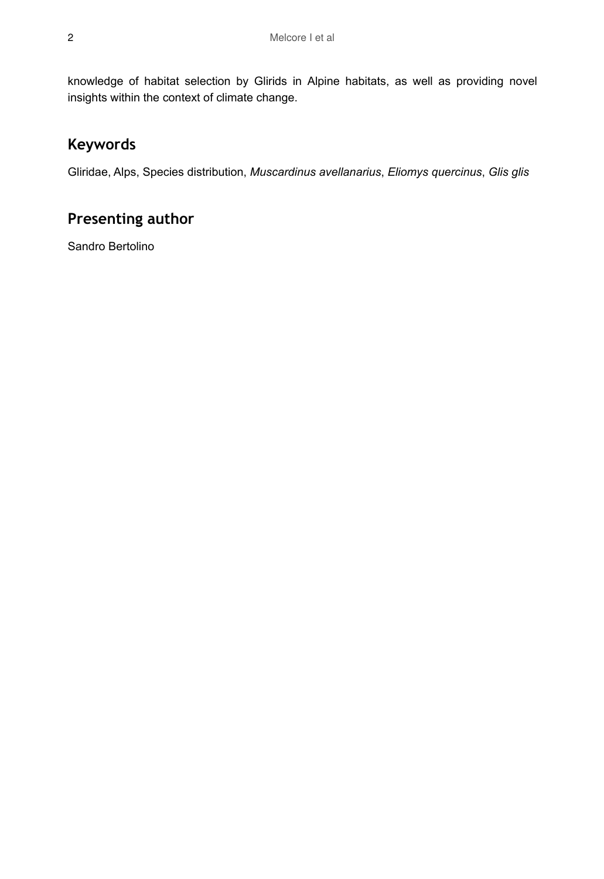knowledge of habitat selection by Glirids in Alpine habitats, as well as providing novel insights within the context of climate change.

## Keywords

Gliridae, Alps, Species distribution, *Muscardinus avellanarius*, *Eliomys quercinus*, *Glis glis*

## Presenting author

Sandro Bertolino